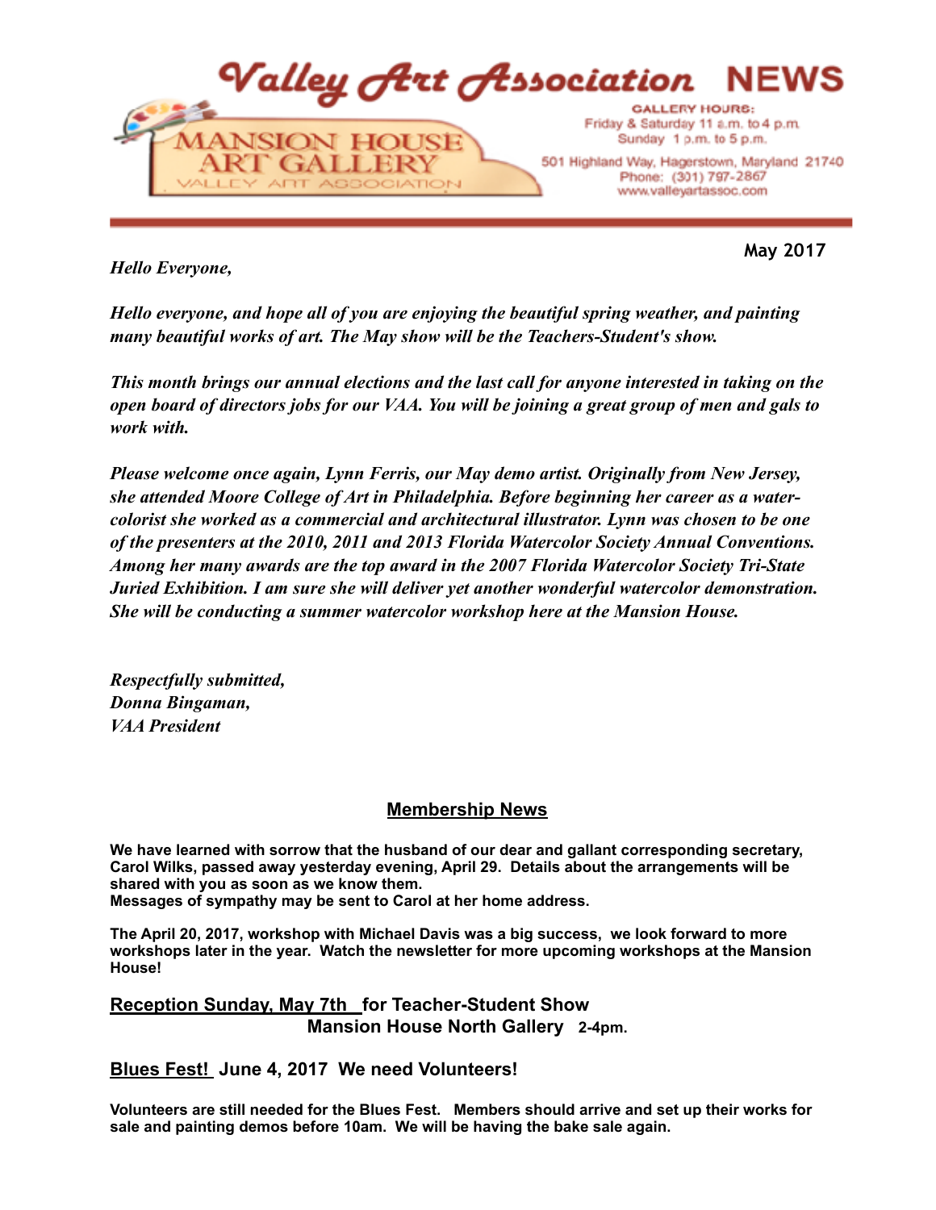# Valley Art Association NEWS

MANSION HOUSE ART GALLERY
VALLEY ART ASSOCIATION

GALLERY HOURS:
Friday & Saturday 11 a.m. to 4 p.m.
Sunday 1 p.m. to 5 p.m.

501 Highland Way, Hagerstown, Maryland 21740
Phone: (301) 797-2867
www.valleyartassoc.com

**May 2017**

*Hello Everyone,*

***Hello everyone, and hope all of you are enjoying the beautiful spring weather, and painting many beautiful works of art. The May show will be the Teachers-Student's show.***

***This month brings our annual elections and the last call for anyone interested in taking on the open board of directors jobs for our VAA. You will be joining a great group of men and gals to work with.***

***Please welcome once again, Lynn Ferris, our May demo artist. Originally from New Jersey, she attended Moore College of Art in Philadelphia. Before beginning her career as a water-colorist she worked as a commercial and architectural illustrator. Lynn was chosen to be one of the presenters at the 2010, 2011 and 2013 Florida Watercolor Society Annual Conventions. Among her many awards are the top award in the 2007 Florida Watercolor Society Tri-State Juried Exhibition. I am sure she will deliver yet another wonderful watercolor demonstration. She will be conducting a summer watercolor workshop here at the Mansion House.***

*Respectfully submitted,*
*Donna Bingaman,*
*VAA President*

## Membership News

**We have learned with sorrow that the husband of our dear and gallant corresponding secretary, Carol Wilks, passed away yesterday evening, April 29. Details about the arrangements will be shared with you as soon as we know them.**
**Messages of sympathy may be sent to Carol at her home address.**

**The April 20, 2017, workshop with Michael Davis was a big success, we look forward to more workshops later in the year. Watch the newsletter for more upcoming workshops at the Mansion House!**

### Reception Sunday, May 7th for Teacher-Student Show
**Mansion House North Gallery 2-4pm.**

### Blues Fest! June 4, 2017 We need Volunteers!

**Volunteers are still needed for the Blues Fest. Members should arrive and set up their works for sale and painting demos before 10am. We will be having the bake sale again.**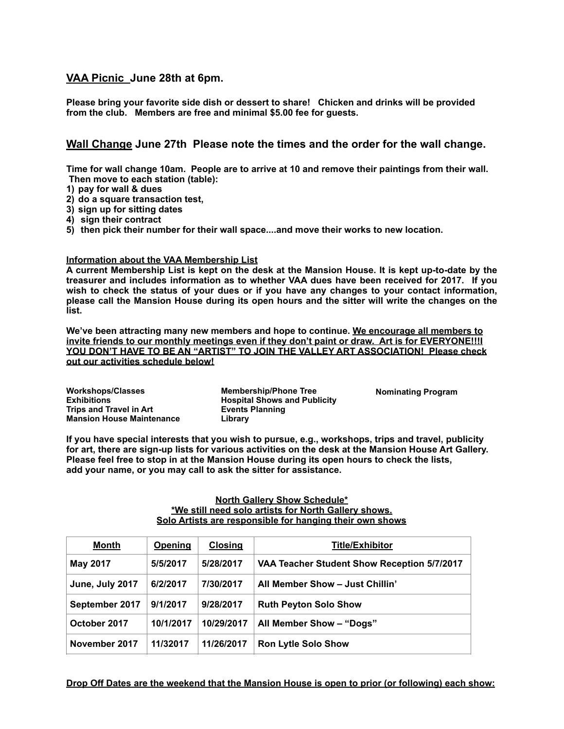## <u>VAA Picnic</u> June 28th at 6pm.

**Please bring your favorite side dish or dessert to share! Chicken and drinks will be provided from the club. Members are free and minimal $5.00 fee for guests.**

## <u>Wall Change</u> June 27th Please note the times and the order for the wall change.

**Time for wall change 10am. People are to arrive at 10 and remove their paintings from their wall. Then move to each station (table):**

1. **pay for wall & dues**
2. **do a square transaction test,**
3. **sign up for sitting dates**
4. **sign their contract**
5. **then pick their number for their wall space....and move their works to new location.**

**<u>Information about the VAA Membership List</u>**

**A current Membership List is kept on the desk at the Mansion House. It is kept up-to-date by the treasurer and includes information as to whether VAA dues have been received for 2017. If you wish to check the status of your dues or if you have any changes to your contact information, please call the Mansion House during its open hours and the sitter will write the changes on the list.**

**We've been attracting many new members and hope to continue. <u>We encourage all members to invite friends to our monthly meetings even if they don't paint or draw. Art is for EVERYONE!!!I YOU DON'T HAVE TO BE AN "ARTIST" TO JOIN THE VALLEY ART ASSOCIATION! Please check out our activities schedule below!</u>**

**Workshops/Classes**
**Exhibitions**
**Trips and Travel in Art**
**Mansion House Maintenance**
**Membership/Phone Tree**
**Hospital Shows and Publicity**
**Events Planning**
**Library**
**Nominating Program**

**If you have special interests that you wish to pursue, e.g., workshops, trips and travel, publicity for art, there are sign-up lists for various activities on the desk at the Mansion House Art Gallery. Please feel free to stop in at the Mansion House during its open hours to check the lists, add your name, or you may call to ask the sitter for assistance.**

**<u>North Gallery Show Schedule*</u>**
**<u>*We still need solo artists for North Gallery shows.</u>**
**<u>Solo Artists are responsible for hanging their own shows</u>**

| Month | Opening | Closing | Title/Exhibitor |
|---|---|---|---|
| May 2017 | 5/5/2017 | 5/28/2017 | VAA Teacher Student Show Reception 5/7/2017 |
| June, July 2017 | 6/2/2017 | 7/30/2017 | All Member Show – Just Chillin' |
| September 2017 | 9/1/2017 | 9/28/2017 | Ruth Peyton Solo Show |
| October 2017 | 10/1/2017 | 10/29/2017 | All Member Show – "Dogs" |
| November 2017 | 11/32017 | 11/26/2017 | Ron Lytle Solo Show |

**<u>Drop Off Dates are the weekend that the Mansion House is open to prior (or following) each show:</u>**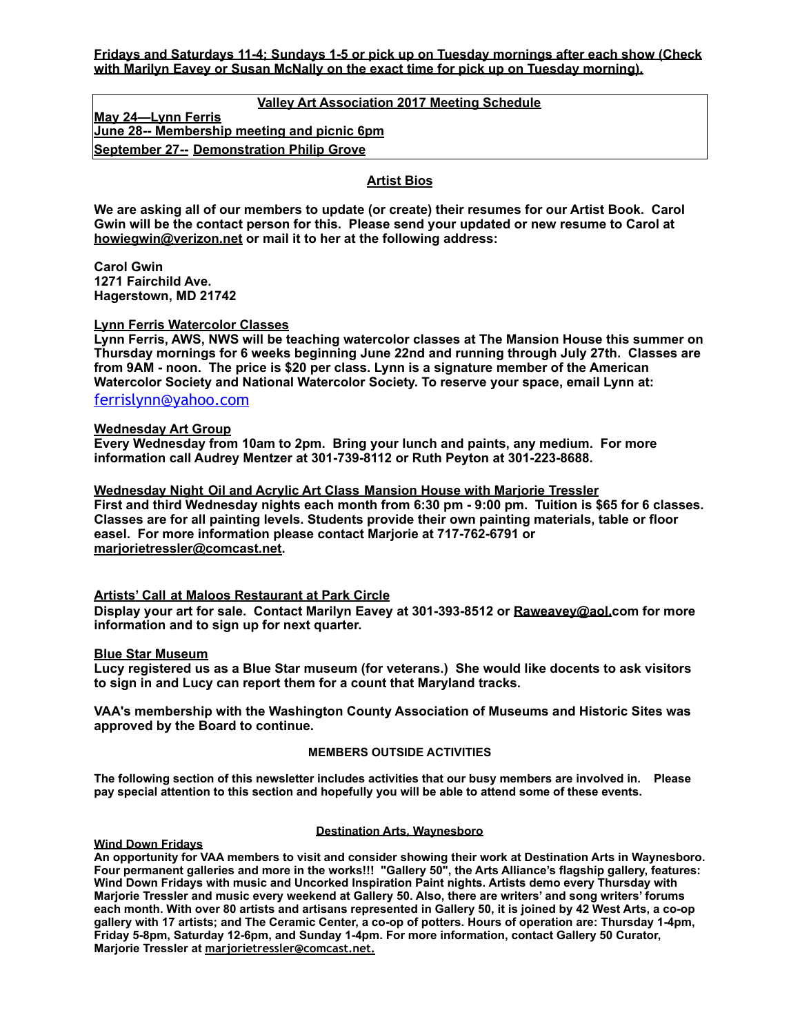**Fridays and Saturdays 11-4; Sundays 1-5 or pick up on Tuesday mornings after each show (Check with Marilyn Eavey or Susan McNally on the exact time for pick up on Tuesday morning).**

| **Valley Art Association 2017 Meeting Schedule** |
|---|
| **May 24—Lynn Ferris** |
| **June 28-- Membership meeting and picnic 6pm** |
| **September 27-- Demonstration Philip Grove** |

## Artist Bios

**We are asking all of our members to update (or create) their resumes for our Artist Book. Carol Gwin will be the contact person for this. Please send your updated or new resume to Carol at howiegwin@verizon.net or mail it to her at the following address:**

**Carol Gwin**
**1271 Fairchild Ave.**
**Hagerstown, MD 21742**

**Lynn Ferris Watercolor Classes**
**Lynn Ferris, AWS, NWS will be teaching watercolor classes at The Mansion House this summer on Thursday mornings for 6 weeks beginning June 22nd and running through July 27th. Classes are from 9AM - noon. The price is $20 per class. Lynn is a signature member of the American Watercolor Society and National Watercolor Society. To reserve your space, email Lynn at:** ferrislynn@yahoo.com

**Wednesday Art Group**
**Every Wednesday from 10am to 2pm. Bring your lunch and paints, any medium. For more information call Audrey Mentzer at 301-739-8112 or Ruth Peyton at 301-223-8688.**

**Wednesday Night Oil and Acrylic Art Class Mansion House with Marjorie Tressler**
**First and third Wednesday nights each month from 6:30 pm - 9:00 pm. Tuition is $65 for 6 classes. Classes are for all painting levels. Students provide their own painting materials, table or floor easel. For more information please contact Marjorie at 717-762-6791 or marjorietressler@comcast.net.**

**Artists' Call at Maloos Restaurant at Park Circle**
**Display your art for sale. Contact Marilyn Eavey at 301-393-8512 or Raweavey@aol.com for more information and to sign up for next quarter.**

**Blue Star Museum**
**Lucy registered us as a Blue Star museum (for veterans.) She would like docents to ask visitors to sign in and Lucy can report them for a count that Maryland tracks.**

**VAA's membership with the Washington County Association of Museums and Historic Sites was approved by the Board to continue.**

## MEMBERS OUTSIDE ACTIVITIES

**The following section of this newsletter includes activities that our busy members are involved in. Please pay special attention to this section and hopefully you will be able to attend some of these events.**

### Destination Arts, Waynesboro

**Wind Down Fridays**
**An opportunity for VAA members to visit and consider showing their work at Destination Arts in Waynesboro. Four permanent galleries and more in the works!!! "Gallery 50", the Arts Alliance's flagship gallery, features: Wind Down Fridays with music and Uncorked Inspiration Paint nights. Artists demo every Thursday with Marjorie Tressler and music every weekend at Gallery 50. Also, there are writers' and song writers' forums each month. With over 80 artists and artisans represented in Gallery 50, it is joined by 42 West Arts, a co-op gallery with 17 artists; and The Ceramic Center, a co-op of potters. Hours of operation are: Thursday 1-4pm, Friday 5-8pm, Saturday 12-6pm, and Sunday 1-4pm. For more information, contact Gallery 50 Curator, Marjorie Tressler at marjorietressler@comcast.net.**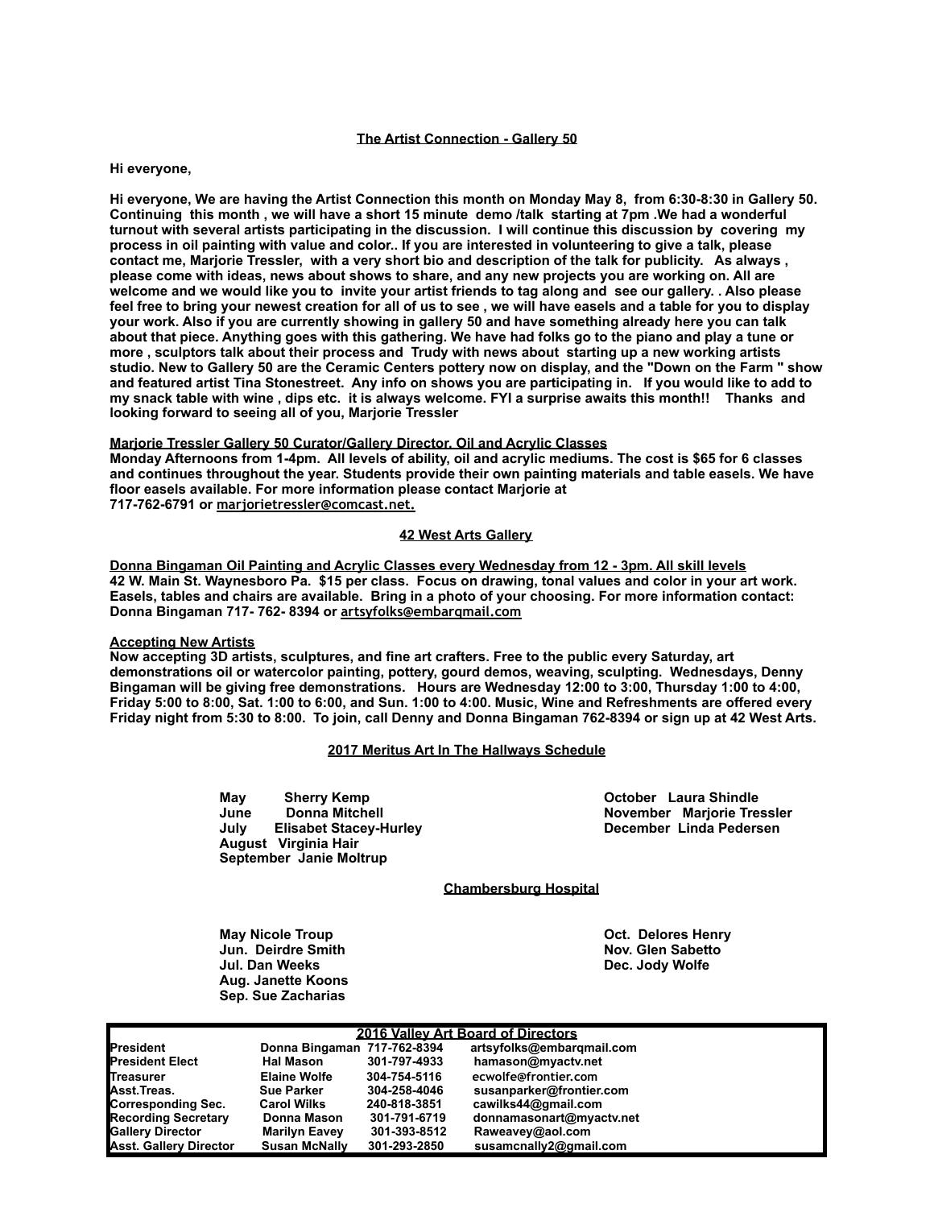**The Artist Connection - Gallery 50**

**Hi everyone,**

**Hi everyone, We are having the Artist Connection this month on Monday May 8, from 6:30-8:30 in Gallery 50. Continuing this month , we will have a short 15 minute demo /talk starting at 7pm .We had a wonderful turnout with several artists participating in the discussion. I will continue this discussion by covering my process in oil painting with value and color.. If you are interested in volunteering to give a talk, please contact me, Marjorie Tressler, with a very short bio and description of the talk for publicity. As always , please come with ideas, news about shows to share, and any new projects you are working on. All are welcome and we would like you to invite your artist friends to tag along and see our gallery. . Also please feel free to bring your newest creation for all of us to see , we will have easels and a table for you to display your work. Also if you are currently showing in gallery 50 and have something already here you can talk about that piece. Anything goes with this gathering. We have had folks go to the piano and play a tune or more , sculptors talk about their process and Trudy with news about starting up a new working artists studio. New to Gallery 50 are the Ceramic Centers pottery now on display, and the "Down on the Farm " show and featured artist Tina Stonestreet. Any info on shows you are participating in. If you would like to add to my snack table with wine , dips etc. it is always welcome. FYI a surprise awaits this month!! Thanks and looking forward to seeing all of you, Marjorie Tressler**

**Marjorie Tressler Gallery 50 Curator/Gallery Director. Oil and Acrylic Classes**
**Monday Afternoons from 1-4pm. All levels of ability, oil and acrylic mediums. The cost is $65 for 6 classes and continues throughout the year. Students provide their own painting materials and table easels. We have floor easels available. For more information please contact Marjorie at 717-762-6791 or marjorietressler@comcast.net.**

**42 West Arts Gallery**

**Donna Bingaman Oil Painting and Acrylic Classes every Wednesday from 12 - 3pm. All skill levels**
**42 W. Main St. Waynesboro Pa. $15 per class. Focus on drawing, tonal values and color in your art work. Easels, tables and chairs are available. Bring in a photo of your choosing. For more information contact: Donna Bingaman 717- 762- 8394 or artsyfolks@embarqmail.com**

**Accepting New Artists**
**Now accepting 3D artists, sculptures, and fine art crafters. Free to the public every Saturday, art demonstrations oil or watercolor painting, pottery, gourd demos, weaving, sculpting. Wednesdays, Denny Bingaman will be giving free demonstrations. Hours are Wednesday 12:00 to 3:00, Thursday 1:00 to 4:00, Friday 5:00 to 8:00, Sat. 1:00 to 6:00, and Sun. 1:00 to 4:00. Music, Wine and Refreshments are offered every Friday night from 5:30 to 8:00. To join, call Denny and Donna Bingaman 762-8394 or sign up at 42 West Arts.**

**2017 Meritus Art In The Hallways Schedule**

**May Sherry Kemp**
**June Donna Mitchell**
**July Elisabet Stacey-Hurley**
**August Virginia Hair**
**September Janie Moltrup**
**October Laura Shindle**
**November Marjorie Tressler**
**December Linda Pedersen**

**Chambersburg Hospital**

**May Nicole Troup**
**Jun. Deirdre Smith**
**Jul. Dan Weeks**
**Aug. Janette Koons**
**Sep. Sue Zacharias**
**Oct. Delores Henry**
**Nov. Glen Sabetto**
**Dec. Jody Wolfe**

**2016 Valley Art Board of Directors**

| | | | |
|---|---|---|---|
| President | Donna Bingaman | 717-762-8394 | artsyfolks@embarqmail.com |
| President Elect | Hal Mason | 301-797-4933 | hamason@myactv.net |
| Treasurer | Elaine Wolfe | 304-754-5116 | ecwolfe@frontier.com |
| Asst.Treas. | Sue Parker | 304-258-4046 | susanparker@frontier.com |
| Corresponding Sec. | Carol Wilks | 240-818-3851 | cawilks44@gmail.com |
| Recording Secretary | Donna Mason | 301-791-6719 | donnamasonart@myactv.net |
| Gallery Director | Marilyn Eavey | 301-393-8512 | Raweavey@aol.com |
| Asst. Gallery Director | Susan McNally | 301-293-2850 | susamcnally2@gmail.com |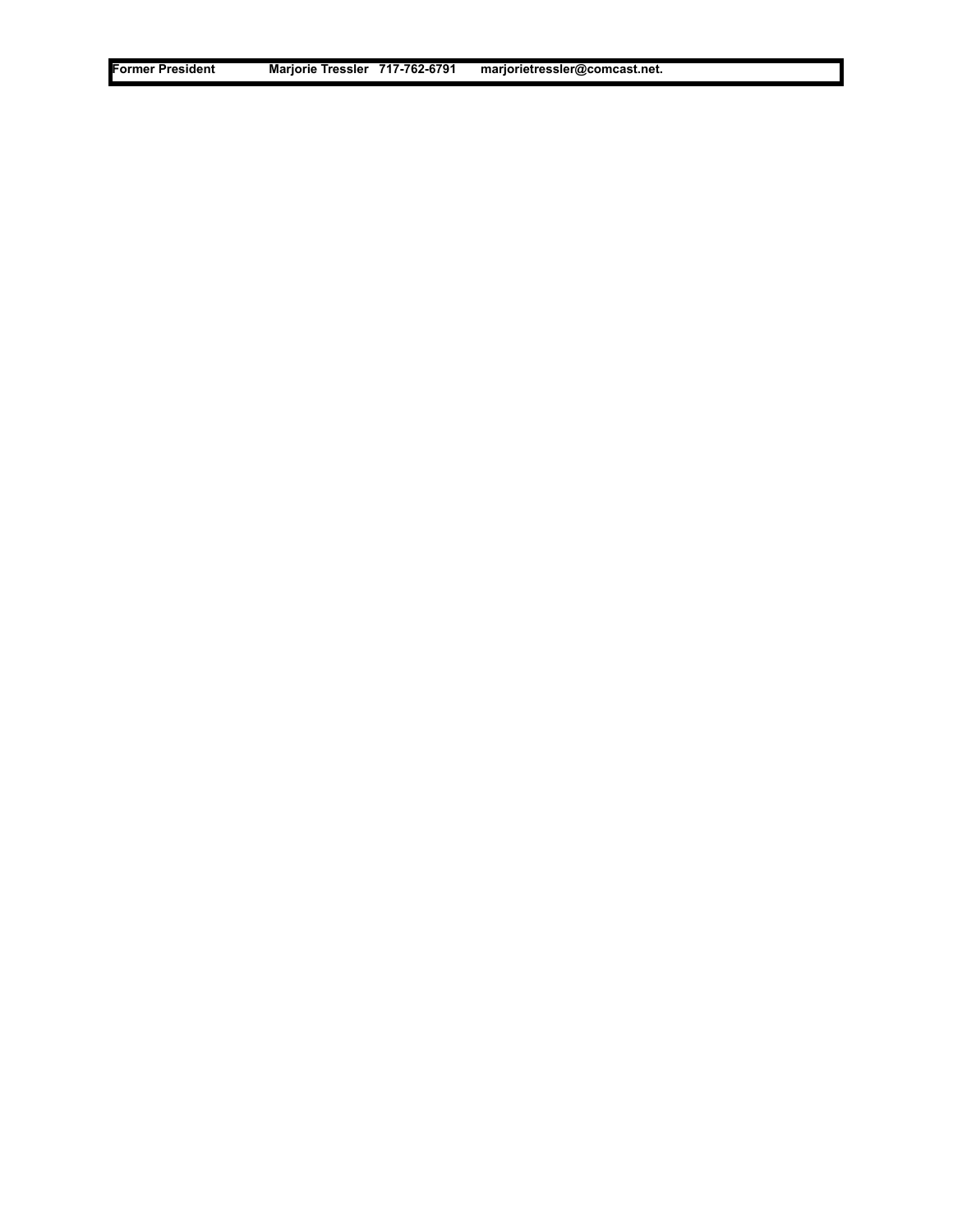| | | | |
|---|---|---|---|
| **Former President** | **Marjorie Tressler** | **717-762-6791** | **marjorietressler@comcast.net.** |